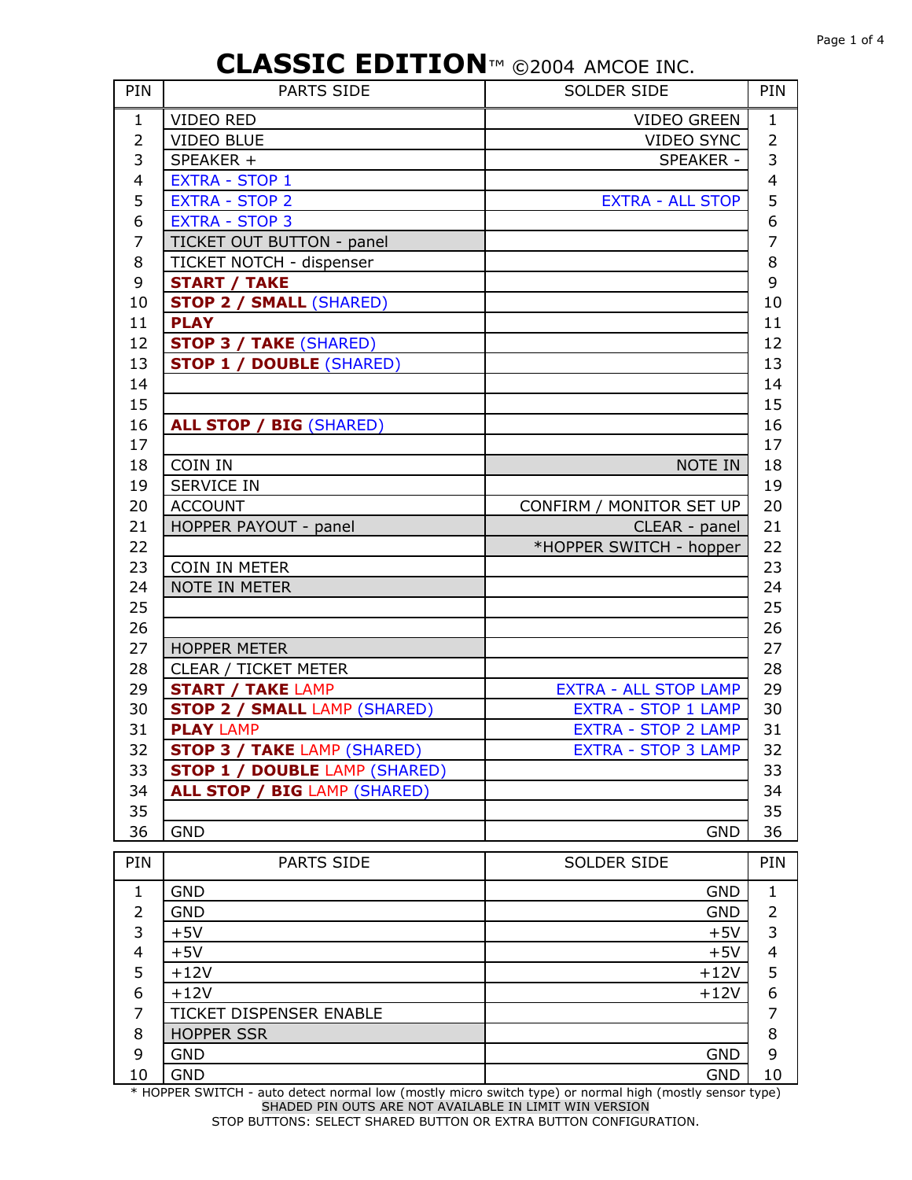# CLASSIC EDITION™ ©2004 AMCOE INC.

| PIN | PARTS SIDE | SOLDER SIDE | PIN |
|---|---|---|---|
| 1 | VIDEO RED | VIDEO GREEN | 1 |
| 2 | VIDEO BLUE | VIDEO SYNC | 2 |
| 3 | SPEAKER + | SPEAKER - | 3 |
| 4 | EXTRA - STOP 1 | | 4 |
| 5 | EXTRA - STOP 2 | EXTRA - ALL STOP | 5 |
| 6 | EXTRA - STOP 3 | | 6 |
| 7 | TICKET OUT BUTTON - panel | | 7 |
| 8 | TICKET NOTCH - dispenser | | 8 |
| 9 | **START / TAKE** | | 9 |
| 10 | **STOP 2 / SMALL** (SHARED) | | 10 |
| 11 | **PLAY** | | 11 |
| 12 | **STOP 3 / TAKE** (SHARED) | | 12 |
| 13 | **STOP 1 / DOUBLE** (SHARED) | | 13 |
| 14 | | | 14 |
| 15 | | | 15 |
| 16 | **ALL STOP / BIG** (SHARED) | | 16 |
| 17 | | | 17 |
| 18 | COIN IN | NOTE IN | 18 |
| 19 | SERVICE IN | | 19 |
| 20 | ACCOUNT | CONFIRM / MONITOR SET UP | 20 |
| 21 | HOPPER PAYOUT - panel | CLEAR - panel | 21 |
| 22 | | *HOPPER SWITCH - hopper | 22 |
| 23 | COIN IN METER | | 23 |
| 24 | NOTE IN METER | | 24 |
| 25 | | | 25 |
| 26 | | | 26 |
| 27 | HOPPER METER | | 27 |
| 28 | CLEAR / TICKET METER | | 28 |
| 29 | **START / TAKE** LAMP | EXTRA - ALL STOP LAMP | 29 |
| 30 | **STOP 2 / SMALL** LAMP (SHARED) | EXTRA - STOP 1 LAMP | 30 |
| 31 | **PLAY** LAMP | EXTRA - STOP 2 LAMP | 31 |
| 32 | **STOP 3 / TAKE** LAMP (SHARED) | EXTRA - STOP 3 LAMP | 32 |
| 33 | **STOP 1 / DOUBLE** LAMP (SHARED) | | 33 |
| 34 | **ALL STOP / BIG** LAMP (SHARED) | | 34 |
| 35 | | | 35 |
| 36 | GND | GND | 36 |

| PIN | PARTS SIDE | SOLDER SIDE | PIN |
|---|---|---|---|
| 1 | GND | GND | 1 |
| 2 | GND | GND | 2 |
| 3 | +5V | +5V | 3 |
| 4 | +5V | +5V | 4 |
| 5 | +12V | +12V | 5 |
| 6 | +12V | +12V | 6 |
| 7 | TICKET DISPENSER ENABLE | | 7 |
| 8 | HOPPER SSR | | 8 |
| 9 | GND | GND | 9 |
| 10 | GND | GND | 10 |

* HOPPER SWITCH - auto detect normal low (mostly micro switch type) or normal high (mostly sensor type)

SHADED PIN OUTS ARE NOT AVAILABLE IN LIMIT WIN VERSION

STOP BUTTONS: SELECT SHARED BUTTON OR EXTRA BUTTON CONFIGURATION.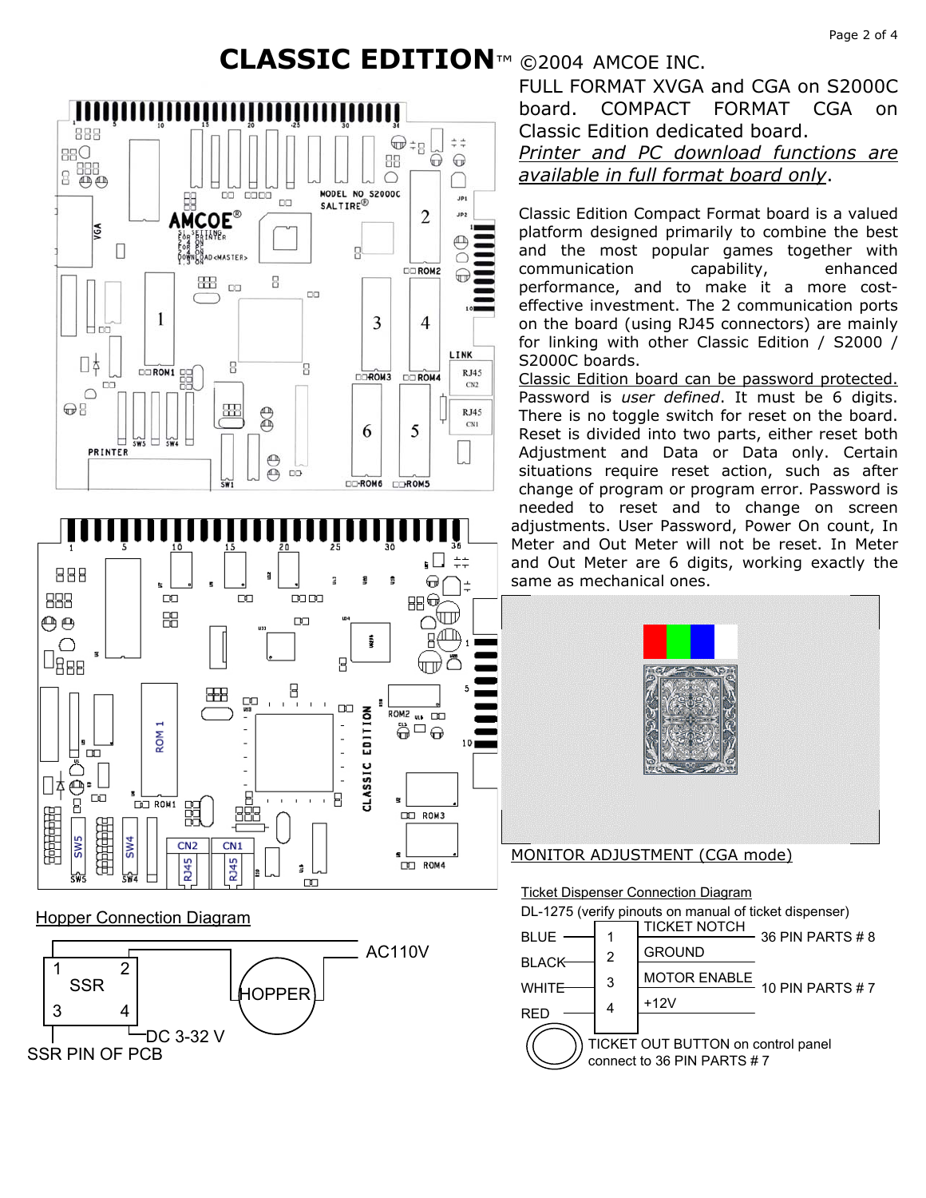# CLASSIC EDITION™ ©2004 AMCOE INC.

FULL FORMAT XVGA and CGA on S2000C board. COMPACT FORMAT CGA on Classic Edition dedicated board.

*Printer and PC download functions are available in full format board only*.

Classic Edition Compact Format board is a valued platform designed primarily to combine the best and the most popular games together with communication capability, enhanced performance, and to make it a more cost-effective investment. The 2 communication ports on the board (using RJ45 connectors) are mainly for linking with other Classic Edition / S2000 / S2000C boards.

Classic Edition board can be password protected. Password is *user defined*. It must be 6 digits. There is no toggle switch for reset on the board. Reset is divided into two parts, either reset both Adjustment and Data or Data only. Certain situations require reset action, such as after change of program or program error. Password is needed to reset and to change on screen adjustments. User Password, Power On count, In Meter and Out Meter will not be reset. In Meter and Out Meter are 6 digits, working exactly the same as mechanical ones.

MONITOR ADJUSTMENT (CGA mode)

## Hopper Connection Diagram

SSR: 1, 2, 3, 4 — AC110V — HOPPER — DC 3-32 V

SSR PIN OF PCB

## Ticket Dispenser Connection Diagram

DL-1275 (verify pinouts on manual of ticket dispenser)

| Wire | Pin | Function | Connection |
|---|---|---|---|
| BLUE | 1 | TICKET NOTCH | 36 PIN PARTS # 8 |
| BLACK | 2 | GROUND | |
| WHITE | 3 | MOTOR ENABLE | 10 PIN PARTS # 7 |
| RED | 4 | +12V | |

TICKET OUT BUTTON on control panel connect to 36 PIN PARTS # 7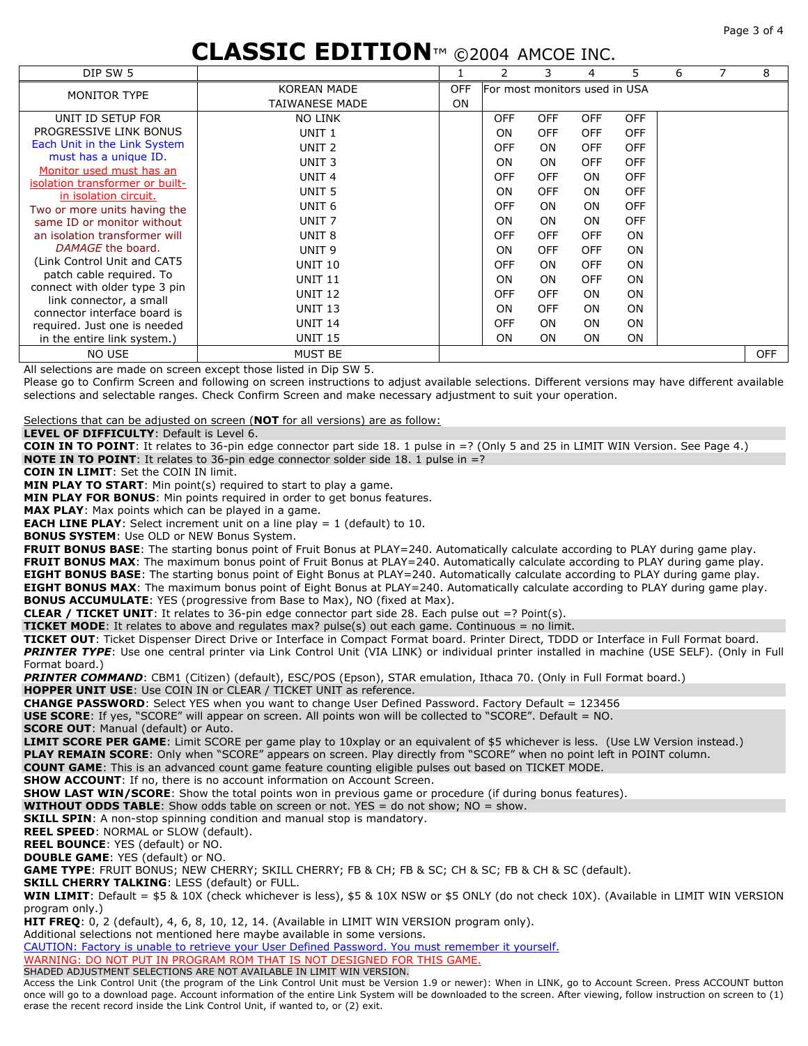# CLASSIC EDITION™ ©2004 AMCOE INC.

| DIP SW 5 | | 1 | 2 | 3 | 4 | 5 | 6 | 7 | 8 |
|---|---|---|---|---|---|---|---|---|---|
| MONITOR TYPE | KOREAN MADE | OFF | For most monitors used in USA | | | | | | |
| | TAIWANESE MADE | ON | | | | | | | |
| UNIT ID SETUP FOR PROGRESSIVE LINK BONUS | NO LINK | | OFF | OFF | OFF | OFF | | | |
| Each Unit in the Link System must has a unique ID. | UNIT 1 | | ON | OFF | OFF | OFF | | | |
| Monitor used must has an isolation transformer or built-in isolation circuit. | UNIT 2 | | OFF | ON | OFF | OFF | | | |
| Two or more units having the same ID or monitor without an isolation transformer will *DAMAGE* the board. | UNIT 3 | | ON | ON | OFF | OFF | | | |
| (Link Control Unit and CAT5 patch cable required. To connect with older type 3 pin link connector, a small connector interface board is required. Just one is needed in the entire link system.) | UNIT 4 | | OFF | OFF | ON | OFF | | | |
| | UNIT 5 | | ON | OFF | ON | OFF | | | |
| | UNIT 6 | | OFF | ON | ON | OFF | | | |
| | UNIT 7 | | ON | ON | ON | OFF | | | |
| | UNIT 8 | | OFF | OFF | OFF | ON | | | |
| | UNIT 9 | | ON | OFF | OFF | ON | | | |
| | UNIT 10 | | OFF | ON | OFF | ON | | | |
| | UNIT 11 | | ON | ON | OFF | ON | | | |
| | UNIT 12 | | OFF | OFF | ON | ON | | | |
| | UNIT 13 | | ON | OFF | ON | ON | | | |
| | UNIT 14 | | OFF | ON | ON | ON | | | |
| | UNIT 15 | | ON | ON | ON | ON | | | |
| NO USE | MUST BE | | | | | | | | OFF |

All selections are made on screen except those listed in Dip SW 5.
Please go to Confirm Screen and following on screen instructions to adjust available selections. Different versions may have different available selections and selectable ranges. Check Confirm Screen and make necessary adjustment to suit your operation.

Selections that can be adjusted on screen (**NOT** for all versions) are as follow:

**LEVEL OF DIFFICULTY**: Default is Level 6.
**COIN IN TO POINT**: It relates to 36-pin edge connector part side 18. 1 pulse in =? (Only 5 and 25 in LIMIT WIN Version. See Page 4.)
**NOTE IN TO POINT**: It relates to 36-pin edge connector solder side 18. 1 pulse in =?
**COIN IN LIMIT**: Set the COIN IN limit.
**MIN PLAY TO START**: Min point(s) required to start to play a game.
**MIN PLAY FOR BONUS**: Min points required in order to get bonus features.
**MAX PLAY**: Max points which can be played in a game.
**EACH LINE PLAY**: Select increment unit on a line play = 1 (default) to 10.
**BONUS SYSTEM**: Use OLD or NEW Bonus System.
**FRUIT BONUS BASE**: The starting bonus point of Fruit Bonus at PLAY=240. Automatically calculate according to PLAY during game play.
**FRUIT BONUS MAX**: The maximum bonus point of Fruit Bonus at PLAY=240. Automatically calculate according to PLAY during game play.
**EIGHT BONUS BASE**: The starting bonus point of Eight Bonus at PLAY=240. Automatically calculate according to PLAY during game play.
**EIGHT BONUS MAX**: The maximum bonus point of Eight Bonus at PLAY=240. Automatically calculate according to PLAY during game play.
**BONUS ACCUMULATE**: YES (progressive from Base to Max), NO (fixed at Max).
**CLEAR / TICKET UNIT**: It relates to 36-pin edge connector part side 28. Each pulse out =? Point(s).
**TICKET MODE**: It relates to above and regulates max? pulse(s) out each game. Continuous = no limit.
**TICKET OUT**: Ticket Dispenser Direct Drive or Interface in Compact Format board. Printer Direct, TDDD or Interface in Full Format board.
***PRINTER TYPE***: Use one central printer via Link Control Unit (VIA LINK) or individual printer installed in machine (USE SELF). (Only in Full Format board.)
***PRINTER COMMAND***: CBM1 (Citizen) (default), ESC/POS (Epson), STAR emulation, Ithaca 70. (Only in Full Format board.)
**HOPPER UNIT USE**: Use COIN IN or CLEAR / TICKET UNIT as reference.
**CHANGE PASSWORD**: Select YES when you want to change User Defined Password. Factory Default = 123456
**USE SCORE**: If yes, "SCORE" will appear on screen. All points won will be collected to "SCORE". Default = NO.
**SCORE OUT**: Manual (default) or Auto.
**LIMIT SCORE PER GAME**: Limit SCORE per game play to 10xplay or an equivalent of $5 whichever is less. (Use LW Version instead.)
**PLAY REMAIN SCORE**: Only when "SCORE" appears on screen. Play directly from "SCORE" when no point left in POINT column.
**COUNT GAME**: This is an advanced count game feature counting eligible pulses out based on TICKET MODE.
**SHOW ACCOUNT**: If no, there is no account information on Account Screen.
**SHOW LAST WIN/SCORE**: Show the total points won in previous game or procedure (if during bonus features).
**WITHOUT ODDS TABLE**: Show odds table on screen or not. YES = do not show; NO = show.
**SKILL SPIN**: A non-stop spinning condition and manual stop is mandatory.
**REEL SPEED**: NORMAL or SLOW (default).
**REEL BOUNCE**: YES (default) or NO.
**DOUBLE GAME**: YES (default) or NO.
**GAME TYPE**: FRUIT BONUS; NEW CHERRY; SKILL CHERRY; FB & CH; FB & SC; CH & SC; FB & CH & SC (default).
**SKILL CHERRY TALKING**: LESS (default) or FULL.
**WIN LIMIT**: Default = $5 & 10X (check whichever is less), $5 & 10X NSW or $5 ONLY (do not check 10X). (Available in LIMIT WIN VERSION program only.)
**HIT FREQ**: 0, 2 (default), 4, 6, 8, 10, 12, 14. (Available in LIMIT WIN VERSION program only).
Additional selections not mentioned here maybe available in some versions.

CAUTION: Factory is unable to retrieve your User Defined Password. You must remember it yourself.

WARNING: DO NOT PUT IN PROGRAM ROM THAT IS NOT DESIGNED FOR THIS GAME.

SHADED ADJUSTMENT SELECTIONS ARE NOT AVAILABLE IN LIMIT WIN VERSION.

Access the Link Control Unit (the program of the Link Control Unit must be Version 1.9 or newer): When in LINK, go to Account Screen. Press ACCOUNT button once will go to a download page. Account information of the entire Link System will be downloaded to the screen. After viewing, follow instruction on screen to (1) erase the recent record inside the Link Control Unit, if wanted to, or (2) exit.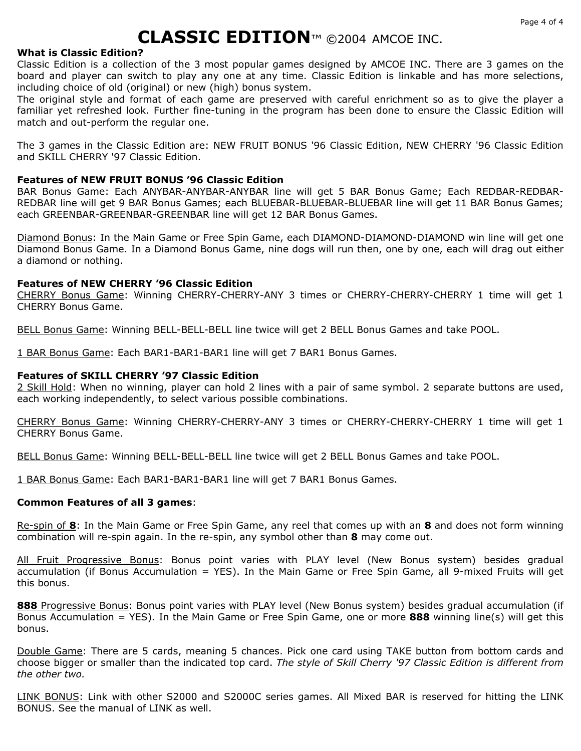# CLASSIC EDITION™ ©2004 AMCOE INC.

**What is Classic Edition?**

Classic Edition is a collection of the 3 most popular games designed by AMCOE INC. There are 3 games on the board and player can switch to play any one at any time. Classic Edition is linkable and has more selections, including choice of old (original) or new (high) bonus system.

The original style and format of each game are preserved with careful enrichment so as to give the player a familiar yet refreshed look. Further fine-tuning in the program has been done to ensure the Classic Edition will match and out-perform the regular one.

The 3 games in the Classic Edition are: NEW FRUIT BONUS '96 Classic Edition, NEW CHERRY '96 Classic Edition and SKILL CHERRY '97 Classic Edition.

**Features of NEW FRUIT BONUS '96 Classic Edition**

BAR Bonus Game: Each ANYBAR-ANYBAR-ANYBAR line will get 5 BAR Bonus Game; Each REDBAR-REDBAR-REDBAR line will get 9 BAR Bonus Games; each BLUEBAR-BLUEBAR-BLUEBAR line will get 11 BAR Bonus Games; each GREENBAR-GREENBAR-GREENBAR line will get 12 BAR Bonus Games.

Diamond Bonus: In the Main Game or Free Spin Game, each DIAMOND-DIAMOND-DIAMOND win line will get one Diamond Bonus Game. In a Diamond Bonus Game, nine dogs will run then, one by one, each will drag out either a diamond or nothing.

**Features of NEW CHERRY '96 Classic Edition**

CHERRY Bonus Game: Winning CHERRY-CHERRY-ANY 3 times or CHERRY-CHERRY-CHERRY 1 time will get 1 CHERRY Bonus Game.

BELL Bonus Game: Winning BELL-BELL-BELL line twice will get 2 BELL Bonus Games and take POOL.

1 BAR Bonus Game: Each BAR1-BAR1-BAR1 line will get 7 BAR1 Bonus Games.

**Features of SKILL CHERRY '97 Classic Edition**

2 Skill Hold: When no winning, player can hold 2 lines with a pair of same symbol. 2 separate buttons are used, each working independently, to select various possible combinations.

CHERRY Bonus Game: Winning CHERRY-CHERRY-ANY 3 times or CHERRY-CHERRY-CHERRY 1 time will get 1 CHERRY Bonus Game.

BELL Bonus Game: Winning BELL-BELL-BELL line twice will get 2 BELL Bonus Games and take POOL.

1 BAR Bonus Game: Each BAR1-BAR1-BAR1 line will get 7 BAR1 Bonus Games.

**Common Features of all 3 games**:

Re-spin of **8**: In the Main Game or Free Spin Game, any reel that comes up with an **8** and does not form winning combination will re-spin again. In the re-spin, any symbol other than **8** may come out.

All Fruit Progressive Bonus: Bonus point varies with PLAY level (New Bonus system) besides gradual accumulation (if Bonus Accumulation = YES). In the Main Game or Free Spin Game, all 9-mixed Fruits will get this bonus.

**888** Progressive Bonus: Bonus point varies with PLAY level (New Bonus system) besides gradual accumulation (if Bonus Accumulation = YES). In the Main Game or Free Spin Game, one or more **888** winning line(s) will get this bonus.

Double Game: There are 5 cards, meaning 5 chances. Pick one card using TAKE button from bottom cards and choose bigger or smaller than the indicated top card. *The style of Skill Cherry '97 Classic Edition is different from the other two.*

LINK BONUS: Link with other S2000 and S2000C series games. All Mixed BAR is reserved for hitting the LINK BONUS. See the manual of LINK as well.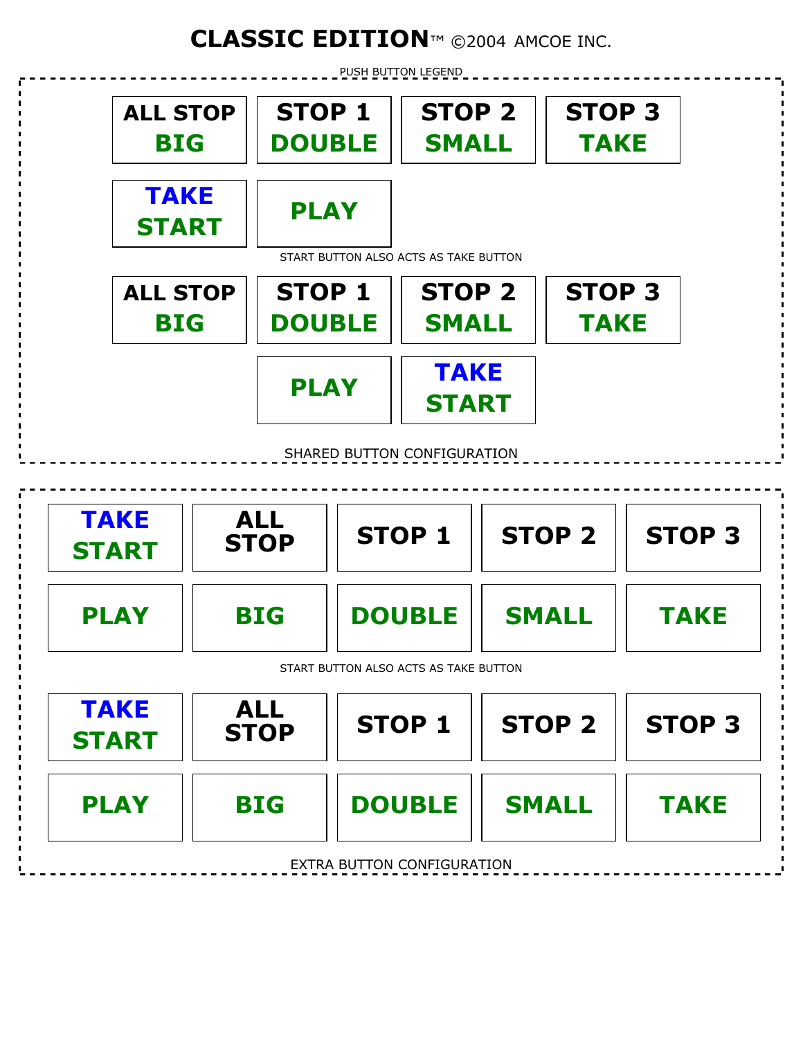# CLASSIC EDITION™ ©2004 AMCOE INC.

PUSH BUTTON LEGEND

| | | | |
|---|---|---|---|
| ALL STOP BIG | STOP 1 DOUBLE | STOP 2 SMALL | STOP 3 TAKE |
| TAKE START | PLAY | | |

START BUTTON ALSO ACTS AS TAKE BUTTON

| | | | |
|---|---|---|---|
| ALL STOP BIG | STOP 1 DOUBLE | STOP 2 SMALL | STOP 3 TAKE |
| | PLAY | TAKE START | |

SHARED BUTTON CONFIGURATION

| | | | | |
|---|---|---|---|---|
| TAKE START | ALL STOP | STOP 1 | STOP 2 | STOP 3 |
| PLAY | BIG | DOUBLE | SMALL | TAKE |

START BUTTON ALSO ACTS AS TAKE BUTTON

| | | | | |
|---|---|---|---|---|
| TAKE START | ALL STOP | STOP 1 | STOP 2 | STOP 3 |
| PLAY | BIG | DOUBLE | SMALL | TAKE |

EXTRA BUTTON CONFIGURATION